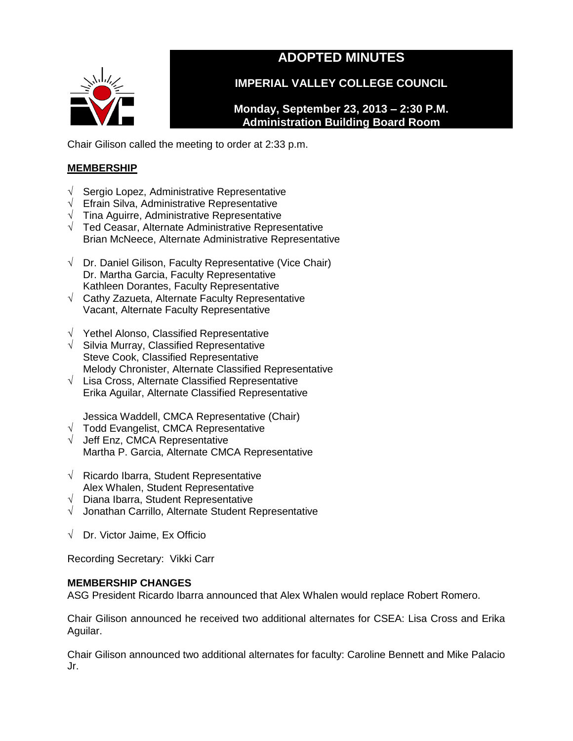# ADOPTED MINUTES

## IMPERIAL VALLEY COLLEGE COUNCIL

**Monday, September 23, 2013 – 2:30 P.M.**
**Administration Building Board Room**

Chair Gilison called the meeting to order at 2:33 p.m.

**MEMBERSHIP**

√ Sergio Lopez, Administrative Representative
√ Efrain Silva, Administrative Representative
√ Tina Aguirre, Administrative Representative
√ Ted Ceasar, Alternate Administrative Representative
Brian McNeece, Alternate Administrative Representative

√ Dr. Daniel Gilison, Faculty Representative (Vice Chair)
Dr. Martha Garcia, Faculty Representative
Kathleen Dorantes, Faculty Representative
√ Cathy Zazueta, Alternate Faculty Representative
Vacant, Alternate Faculty Representative

√ Yethel Alonso, Classified Representative
√ Silvia Murray, Classified Representative
Steve Cook, Classified Representative
Melody Chronister, Alternate Classified Representative
√ Lisa Cross, Alternate Classified Representative
Erika Aguilar, Alternate Classified Representative

Jessica Waddell, CMCA Representative (Chair)
√ Todd Evangelist, CMCA Representative
√ Jeff Enz, CMCA Representative
Martha P. Garcia, Alternate CMCA Representative

√ Ricardo Ibarra, Student Representative
Alex Whalen, Student Representative
√ Diana Ibarra, Student Representative
√ Jonathan Carrillo, Alternate Student Representative

√ Dr. Victor Jaime, Ex Officio

Recording Secretary: Vikki Carr

**MEMBERSHIP CHANGES**

ASG President Ricardo Ibarra announced that Alex Whalen would replace Robert Romero.

Chair Gilison announced he received two additional alternates for CSEA: Lisa Cross and Erika Aguilar.

Chair Gilison announced two additional alternates for faculty: Caroline Bennett and Mike Palacio Jr.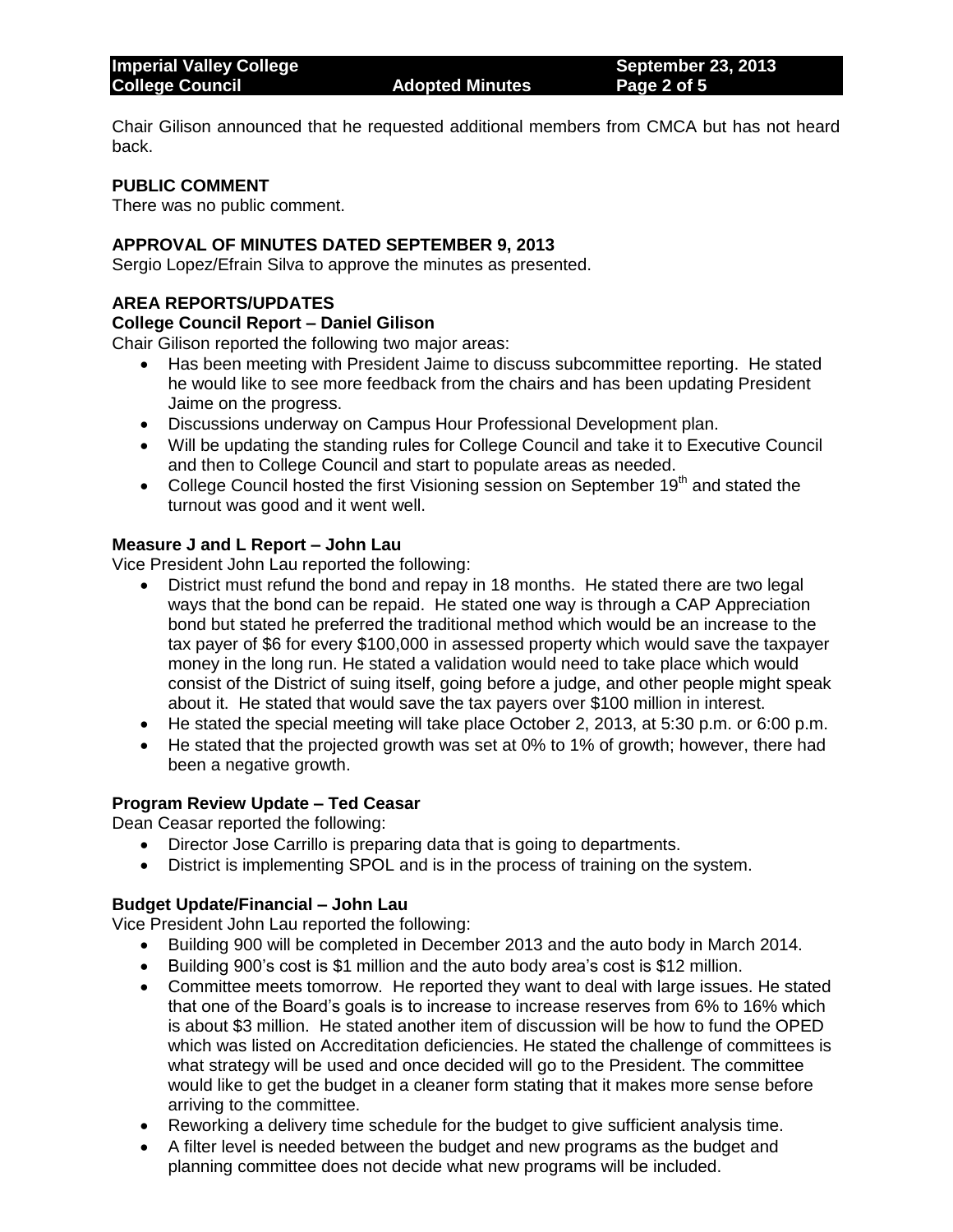Chair Gilison announced that he requested additional members from CMCA but has not heard back.

### PUBLIC COMMENT

There was no public comment.

### APPROVAL OF MINUTES DATED SEPTEMBER 9, 2013

Sergio Lopez/Efrain Silva to approve the minutes as presented.

### AREA REPORTS/UPDATES

#### College Council Report – Daniel Gilison

Chair Gilison reported the following two major areas:

- Has been meeting with President Jaime to discuss subcommittee reporting. He stated he would like to see more feedback from the chairs and has been updating President Jaime on the progress.
- Discussions underway on Campus Hour Professional Development plan.
- Will be updating the standing rules for College Council and take it to Executive Council and then to College Council and start to populate areas as needed.
- College Council hosted the first Visioning session on September 19th and stated the turnout was good and it went well.

#### Measure J and L Report – John Lau

Vice President John Lau reported the following:

- District must refund the bond and repay in 18 months. He stated there are two legal ways that the bond can be repaid. He stated one way is through a CAP Appreciation bond but stated he preferred the traditional method which would be an increase to the tax payer of $6 for every $100,000 in assessed property which would save the taxpayer money in the long run. He stated a validation would need to take place which would consist of the District of suing itself, going before a judge, and other people might speak about it. He stated that would save the tax payers over $100 million in interest.
- He stated the special meeting will take place October 2, 2013, at 5:30 p.m. or 6:00 p.m.
- He stated that the projected growth was set at 0% to 1% of growth; however, there had been a negative growth.

#### Program Review Update – Ted Ceasar

Dean Ceasar reported the following:

- Director Jose Carrillo is preparing data that is going to departments.
- District is implementing SPOL and is in the process of training on the system.

#### Budget Update/Financial – John Lau

Vice President John Lau reported the following:

- Building 900 will be completed in December 2013 and the auto body in March 2014.
- Building 900's cost is $1 million and the auto body area's cost is $12 million.
- Committee meets tomorrow. He reported they want to deal with large issues. He stated that one of the Board's goals is to increase to increase reserves from 6% to 16% which is about $3 million. He stated another item of discussion will be how to fund the OPED which was listed on Accreditation deficiencies. He stated the challenge of committees is what strategy will be used and once decided will go to the President. The committee would like to get the budget in a cleaner form stating that it makes more sense before arriving to the committee.
- Reworking a delivery time schedule for the budget to give sufficient analysis time.
- A filter level is needed between the budget and new programs as the budget and planning committee does not decide what new programs will be included.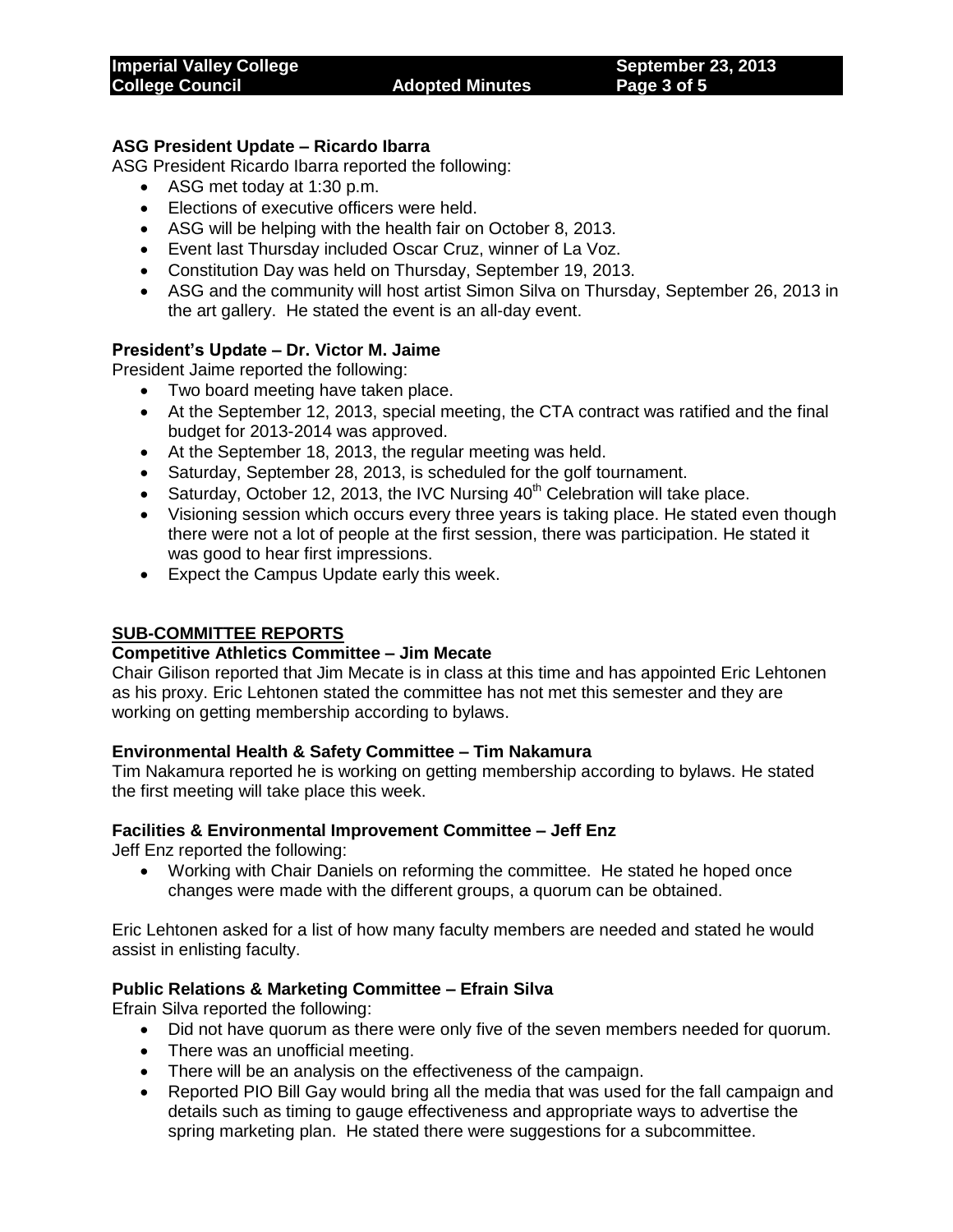**ASG President Update – Ricardo Ibarra**

ASG President Ricardo Ibarra reported the following:

- ASG met today at 1:30 p.m.
- Elections of executive officers were held.
- ASG will be helping with the health fair on October 8, 2013.
- Event last Thursday included Oscar Cruz, winner of La Voz.
- Constitution Day was held on Thursday, September 19, 2013.
- ASG and the community will host artist Simon Silva on Thursday, September 26, 2013 in the art gallery. He stated the event is an all-day event.

**President's Update – Dr. Victor M. Jaime**

President Jaime reported the following:

- Two board meeting have taken place.
- At the September 12, 2013, special meeting, the CTA contract was ratified and the final budget for 2013-2014 was approved.
- At the September 18, 2013, the regular meeting was held.
- Saturday, September 28, 2013, is scheduled for the golf tournament.
- Saturday, October 12, 2013, the IVC Nursing 40th Celebration will take place.
- Visioning session which occurs every three years is taking place. He stated even though there were not a lot of people at the first session, there was participation. He stated it was good to hear first impressions.
- Expect the Campus Update early this week.

**SUB-COMMITTEE REPORTS**

**Competitive Athletics Committee – Jim Mecate**

Chair Gilison reported that Jim Mecate is in class at this time and has appointed Eric Lehtonen as his proxy. Eric Lehtonen stated the committee has not met this semester and they are working on getting membership according to bylaws.

**Environmental Health & Safety Committee – Tim Nakamura**

Tim Nakamura reported he is working on getting membership according to bylaws. He stated the first meeting will take place this week.

**Facilities & Environmental Improvement Committee – Jeff Enz**

Jeff Enz reported the following:

- Working with Chair Daniels on reforming the committee. He stated he hoped once changes were made with the different groups, a quorum can be obtained.

Eric Lehtonen asked for a list of how many faculty members are needed and stated he would assist in enlisting faculty.

**Public Relations & Marketing Committee – Efrain Silva**

Efrain Silva reported the following:

- Did not have quorum as there were only five of the seven members needed for quorum.
- There was an unofficial meeting.
- There will be an analysis on the effectiveness of the campaign.
- Reported PIO Bill Gay would bring all the media that was used for the fall campaign and details such as timing to gauge effectiveness and appropriate ways to advertise the spring marketing plan. He stated there were suggestions for a subcommittee.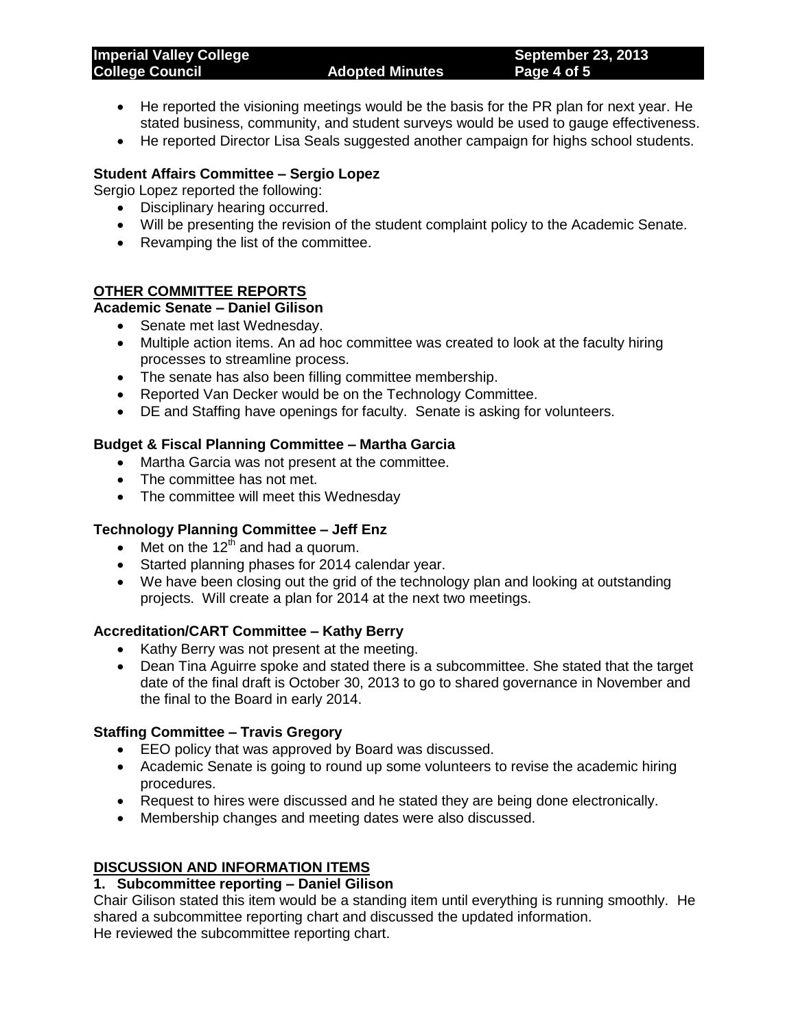- He reported the visioning meetings would be the basis for the PR plan for next year. He stated business, community, and student surveys would be used to gauge effectiveness.
- He reported Director Lisa Seals suggested another campaign for highs school students.

**Student Affairs Committee – Sergio Lopez**

Sergio Lopez reported the following:

- Disciplinary hearing occurred.
- Will be presenting the revision of the student complaint policy to the Academic Senate.
- Revamping the list of the committee.

## OTHER COMMITTEE REPORTS

**Academic Senate – Daniel Gilison**

- Senate met last Wednesday.
- Multiple action items. An ad hoc committee was created to look at the faculty hiring processes to streamline process.
- The senate has also been filling committee membership.
- Reported Van Decker would be on the Technology Committee.
- DE and Staffing have openings for faculty. Senate is asking for volunteers.

**Budget & Fiscal Planning Committee – Martha Garcia**

- Martha Garcia was not present at the committee.
- The committee has not met.
- The committee will meet this Wednesday

**Technology Planning Committee – Jeff Enz**

- Met on the 12th and had a quorum.
- Started planning phases for 2014 calendar year.
- We have been closing out the grid of the technology plan and looking at outstanding projects. Will create a plan for 2014 at the next two meetings.

**Accreditation/CART Committee – Kathy Berry**

- Kathy Berry was not present at the meeting.
- Dean Tina Aguirre spoke and stated there is a subcommittee. She stated that the target date of the final draft is October 30, 2013 to go to shared governance in November and the final to the Board in early 2014.

**Staffing Committee – Travis Gregory**

- EEO policy that was approved by Board was discussed.
- Academic Senate is going to round up some volunteers to revise the academic hiring procedures.
- Request to hires were discussed and he stated they are being done electronically.
- Membership changes and meeting dates were also discussed.

## DISCUSSION AND INFORMATION ITEMS

**1. Subcommittee reporting – Daniel Gilison**

Chair Gilison stated this item would be a standing item until everything is running smoothly. He shared a subcommittee reporting chart and discussed the updated information.
He reviewed the subcommittee reporting chart.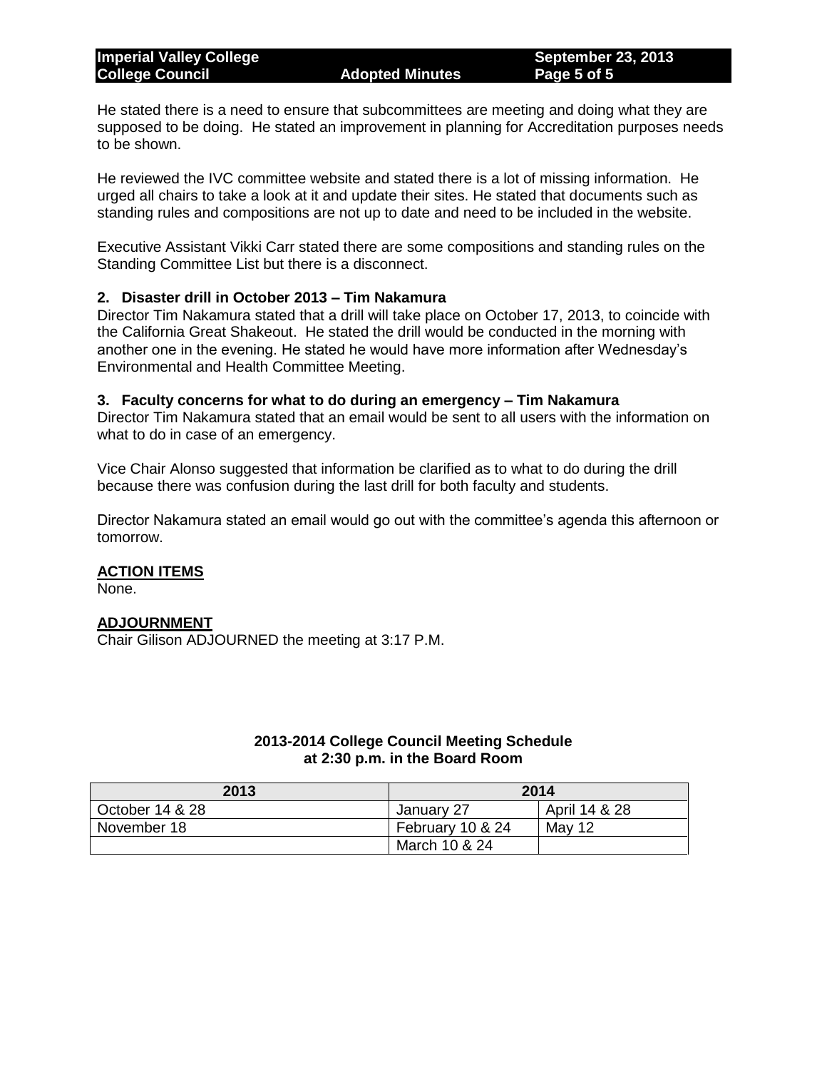He stated there is a need to ensure that subcommittees are meeting and doing what they are supposed to be doing. He stated an improvement in planning for Accreditation purposes needs to be shown.

He reviewed the IVC committee website and stated there is a lot of missing information. He urged all chairs to take a look at it and update their sites. He stated that documents such as standing rules and compositions are not up to date and need to be included in the website.

Executive Assistant Vikki Carr stated there are some compositions and standing rules on the Standing Committee List but there is a disconnect.

**2. Disaster drill in October 2013 – Tim Nakamura**

Director Tim Nakamura stated that a drill will take place on October 17, 2013, to coincide with the California Great Shakeout. He stated the drill would be conducted in the morning with another one in the evening. He stated he would have more information after Wednesday's Environmental and Health Committee Meeting.

**3. Faculty concerns for what to do during an emergency – Tim Nakamura**

Director Tim Nakamura stated that an email would be sent to all users with the information on what to do in case of an emergency.

Vice Chair Alonso suggested that information be clarified as to what to do during the drill because there was confusion during the last drill for both faculty and students.

Director Nakamura stated an email would go out with the committee's agenda this afternoon or tomorrow.

**ACTION ITEMS**

None.

**ADJOURNMENT**

Chair Gilison ADJOURNED the meeting at 3:17 P.M.

**2013-2014 College Council Meeting Schedule at 2:30 p.m. in the Board Room**

| 2013 | 2014 | |
|---|---|---|
| October 14 & 28 | January 27 | April 14 & 28 |
| November 18 | February 10 & 24 | May 12 |
| | March 10 & 24 | |